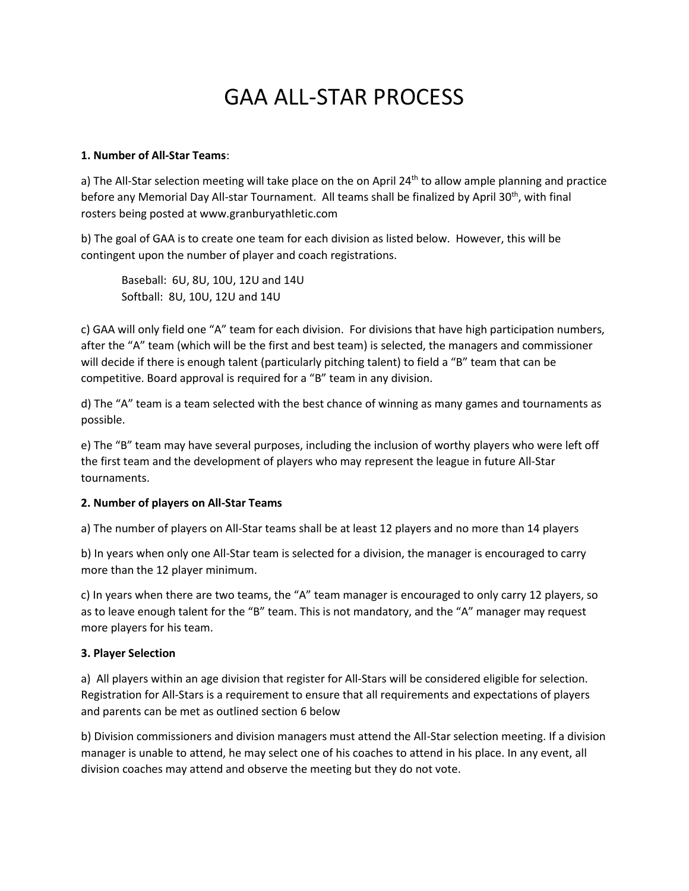# GAA ALL-STAR PROCESS

**1. Number of All-Star Teams**:

a) The All-Star selection meeting will take place on the on April 24th to allow ample planning and practice before any Memorial Day All-star Tournament. All teams shall be finalized by April 30th, with final rosters being posted at www.granburyathletic.com

b) The goal of GAA is to create one team for each division as listed below. However, this will be contingent upon the number of player and coach registrations.

> Baseball: 6U, 8U, 10U, 12U and 14U
> Softball: 8U, 10U, 12U and 14U

c) GAA will only field one "A" team for each division. For divisions that have high participation numbers, after the "A" team (which will be the first and best team) is selected, the managers and commissioner will decide if there is enough talent (particularly pitching talent) to field a "B" team that can be competitive. Board approval is required for a "B" team in any division.

d) The "A" team is a team selected with the best chance of winning as many games and tournaments as possible.

e) The "B" team may have several purposes, including the inclusion of worthy players who were left off the first team and the development of players who may represent the league in future All-Star tournaments.

**2. Number of players on All-Star Teams**

a) The number of players on All-Star teams shall be at least 12 players and no more than 14 players

b) In years when only one All-Star team is selected for a division, the manager is encouraged to carry more than the 12 player minimum.

c) In years when there are two teams, the "A" team manager is encouraged to only carry 12 players, so as to leave enough talent for the "B" team. This is not mandatory, and the "A" manager may request more players for his team.

**3. Player Selection**

a) All players within an age division that register for All-Stars will be considered eligible for selection. Registration for All-Stars is a requirement to ensure that all requirements and expectations of players and parents can be met as outlined section 6 below

b) Division commissioners and division managers must attend the All-Star selection meeting. If a division manager is unable to attend, he may select one of his coaches to attend in his place. In any event, all division coaches may attend and observe the meeting but they do not vote.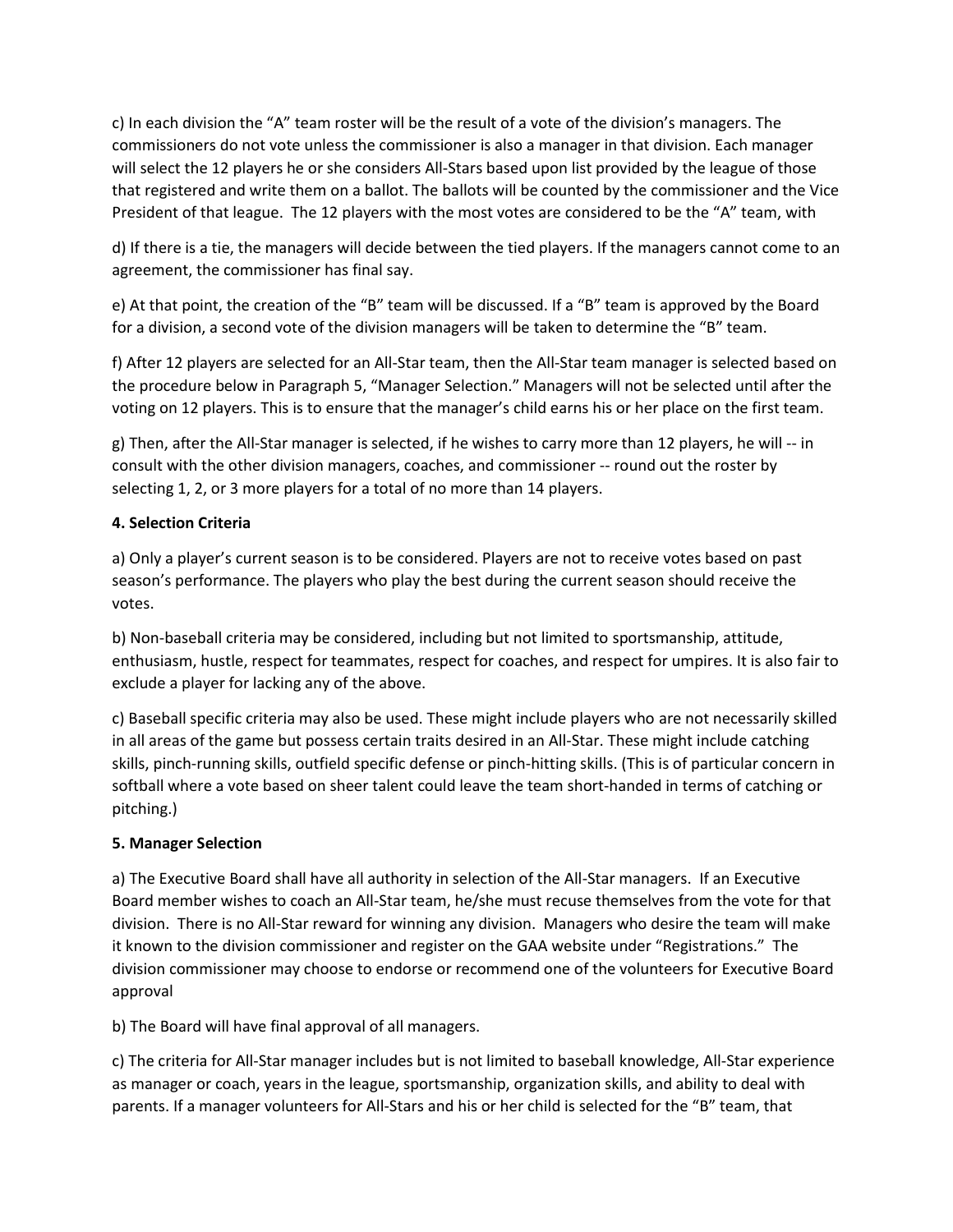c) In each division the "A" team roster will be the result of a vote of the division's managers. The commissioners do not vote unless the commissioner is also a manager in that division. Each manager will select the 12 players he or she considers All-Stars based upon list provided by the league of those that registered and write them on a ballot. The ballots will be counted by the commissioner and the Vice President of that league. The 12 players with the most votes are considered to be the "A" team, with

d) If there is a tie, the managers will decide between the tied players. If the managers cannot come to an agreement, the commissioner has final say.

e) At that point, the creation of the "B" team will be discussed. If a "B" team is approved by the Board for a division, a second vote of the division managers will be taken to determine the "B" team.

f) After 12 players are selected for an All-Star team, then the All-Star team manager is selected based on the procedure below in Paragraph 5, "Manager Selection." Managers will not be selected until after the voting on 12 players. This is to ensure that the manager's child earns his or her place on the first team.

g) Then, after the All-Star manager is selected, if he wishes to carry more than 12 players, he will -- in consult with the other division managers, coaches, and commissioner -- round out the roster by selecting 1, 2, or 3 more players for a total of no more than 14 players.

**4. Selection Criteria**

a) Only a player's current season is to be considered. Players are not to receive votes based on past season's performance. The players who play the best during the current season should receive the votes.

b) Non-baseball criteria may be considered, including but not limited to sportsmanship, attitude, enthusiasm, hustle, respect for teammates, respect for coaches, and respect for umpires. It is also fair to exclude a player for lacking any of the above.

c) Baseball specific criteria may also be used. These might include players who are not necessarily skilled in all areas of the game but possess certain traits desired in an All-Star. These might include catching skills, pinch-running skills, outfield specific defense or pinch-hitting skills. (This is of particular concern in softball where a vote based on sheer talent could leave the team short-handed in terms of catching or pitching.)

**5. Manager Selection**

a) The Executive Board shall have all authority in selection of the All-Star managers. If an Executive Board member wishes to coach an All-Star team, he/she must recuse themselves from the vote for that division. There is no All-Star reward for winning any division. Managers who desire the team will make it known to the division commissioner and register on the GAA website under "Registrations." The division commissioner may choose to endorse or recommend one of the volunteers for Executive Board approval

b) The Board will have final approval of all managers.

c) The criteria for All-Star manager includes but is not limited to baseball knowledge, All-Star experience as manager or coach, years in the league, sportsmanship, organization skills, and ability to deal with parents. If a manager volunteers for All-Stars and his or her child is selected for the "B" team, that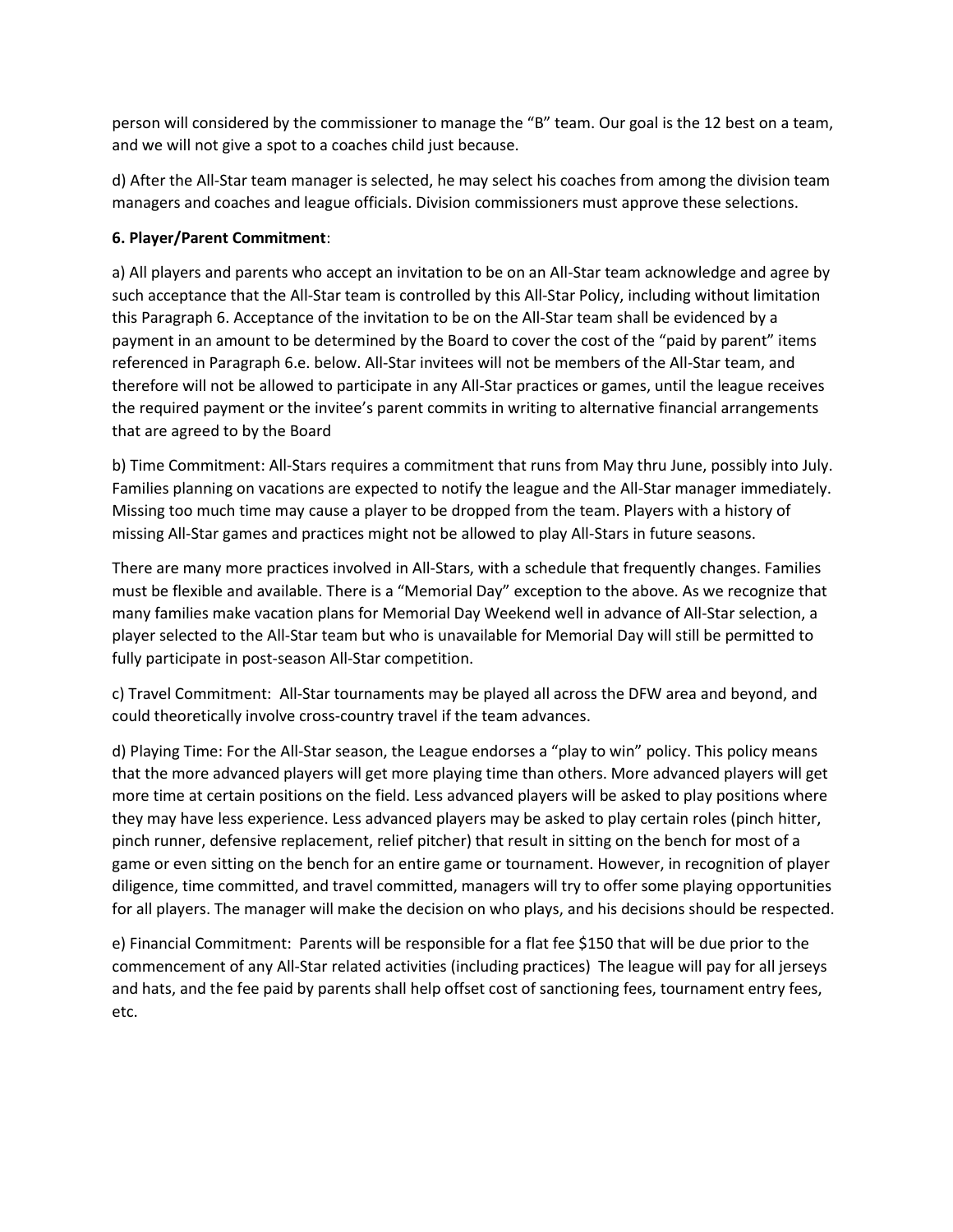person will considered by the commissioner to manage the "B" team. Our goal is the 12 best on a team, and we will not give a spot to a coaches child just because.

d) After the All-Star team manager is selected, he may select his coaches from among the division team managers and coaches and league officials. Division commissioners must approve these selections.

**6. Player/Parent Commitment**:

a) All players and parents who accept an invitation to be on an All-Star team acknowledge and agree by such acceptance that the All-Star team is controlled by this All-Star Policy, including without limitation this Paragraph 6. Acceptance of the invitation to be on the All-Star team shall be evidenced by a payment in an amount to be determined by the Board to cover the cost of the "paid by parent" items referenced in Paragraph 6.e. below. All-Star invitees will not be members of the All-Star team, and therefore will not be allowed to participate in any All-Star practices or games, until the league receives the required payment or the invitee's parent commits in writing to alternative financial arrangements that are agreed to by the Board

b) Time Commitment: All-Stars requires a commitment that runs from May thru June, possibly into July. Families planning on vacations are expected to notify the league and the All-Star manager immediately. Missing too much time may cause a player to be dropped from the team. Players with a history of missing All-Star games and practices might not be allowed to play All-Stars in future seasons.

There are many more practices involved in All-Stars, with a schedule that frequently changes. Families must be flexible and available. There is a "Memorial Day" exception to the above. As we recognize that many families make vacation plans for Memorial Day Weekend well in advance of All-Star selection, a player selected to the All-Star team but who is unavailable for Memorial Day will still be permitted to fully participate in post-season All-Star competition.

c) Travel Commitment: All-Star tournaments may be played all across the DFW area and beyond, and could theoretically involve cross-country travel if the team advances.

d) Playing Time: For the All-Star season, the League endorses a "play to win" policy. This policy means that the more advanced players will get more playing time than others. More advanced players will get more time at certain positions on the field. Less advanced players will be asked to play positions where they may have less experience. Less advanced players may be asked to play certain roles (pinch hitter, pinch runner, defensive replacement, relief pitcher) that result in sitting on the bench for most of a game or even sitting on the bench for an entire game or tournament. However, in recognition of player diligence, time committed, and travel committed, managers will try to offer some playing opportunities for all players. The manager will make the decision on who plays, and his decisions should be respected.

e) Financial Commitment: Parents will be responsible for a flat fee $150 that will be due prior to the commencement of any All-Star related activities (including practices) The league will pay for all jerseys and hats, and the fee paid by parents shall help offset cost of sanctioning fees, tournament entry fees, etc.